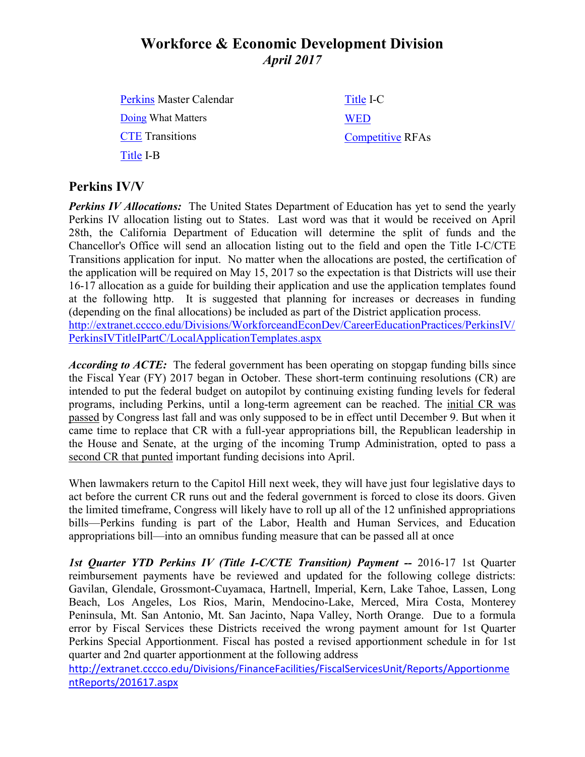# Workforce & Economic Development Division

*April 2017*

| | |
|---|---|
| Perkins Master Calendar | Title I-C |
| Doing What Matters | WED |
| CTE Transitions | Competitive RFAs |
| Title I-B | |

## Perkins IV/V

***Perkins IV Allocations:*** The United States Department of Education has yet to send the yearly Perkins IV allocation listing out to States. Last word was that it would be received on April 28th, the California Department of Education will determine the split of funds and the Chancellor's Office will send an allocation listing out to the field and open the Title I-C/CTE Transitions application for input. No matter when the allocations are posted, the certification of the application will be required on May 15, 2017 so the expectation is that Districts will use their 16-17 allocation as a guide for building their application and use the application templates found at the following http. It is suggested that planning for increases or decreases in funding (depending on the final allocations) be included as part of the District application process. http://extranet.cccco.edu/Divisions/WorkforceandEconDev/CareerEducationPractices/PerkinsIV/PerkinsIVTitleIPartC/LocalApplicationTemplates.aspx

***According to ACTE:*** The federal government has been operating on stopgap funding bills since the Fiscal Year (FY) 2017 began in October. These short-term continuing resolutions (CR) are intended to put the federal budget on autopilot by continuing existing funding levels for federal programs, including Perkins, until a long-term agreement can be reached. The initial CR was passed by Congress last fall and was only supposed to be in effect until December 9. But when it came time to replace that CR with a full-year appropriations bill, the Republican leadership in the House and Senate, at the urging of the incoming Trump Administration, opted to pass a second CR that punted important funding decisions into April.

When lawmakers return to the Capitol Hill next week, they will have just four legislative days to act before the current CR runs out and the federal government is forced to close its doors. Given the limited timeframe, Congress will likely have to roll up all of the 12 unfinished appropriations bills—Perkins funding is part of the Labor, Health and Human Services, and Education appropriations bill—into an omnibus funding measure that can be passed all at once

***1st Quarter YTD Perkins IV (Title I-C/CTE Transition) Payment --*** 2016-17 1st Quarter reimbursement payments have be reviewed and updated for the following college districts: Gavilan, Glendale, Grossmont-Cuyamaca, Hartnell, Imperial, Kern, Lake Tahoe, Lassen, Long Beach, Los Angeles, Los Rios, Marin, Mendocino-Lake, Merced, Mira Costa, Monterey Peninsula, Mt. San Antonio, Mt. San Jacinto, Napa Valley, North Orange. Due to a formula error by Fiscal Services these Districts received the wrong payment amount for 1st Quarter Perkins Special Apportionment. Fiscal has posted a revised apportionment schedule in for 1st quarter and 2nd quarter apportionment at the following address http://extranet.cccco.edu/Divisions/FinanceFacilities/FiscalServicesUnit/Reports/ApportionmentReports/201617.aspx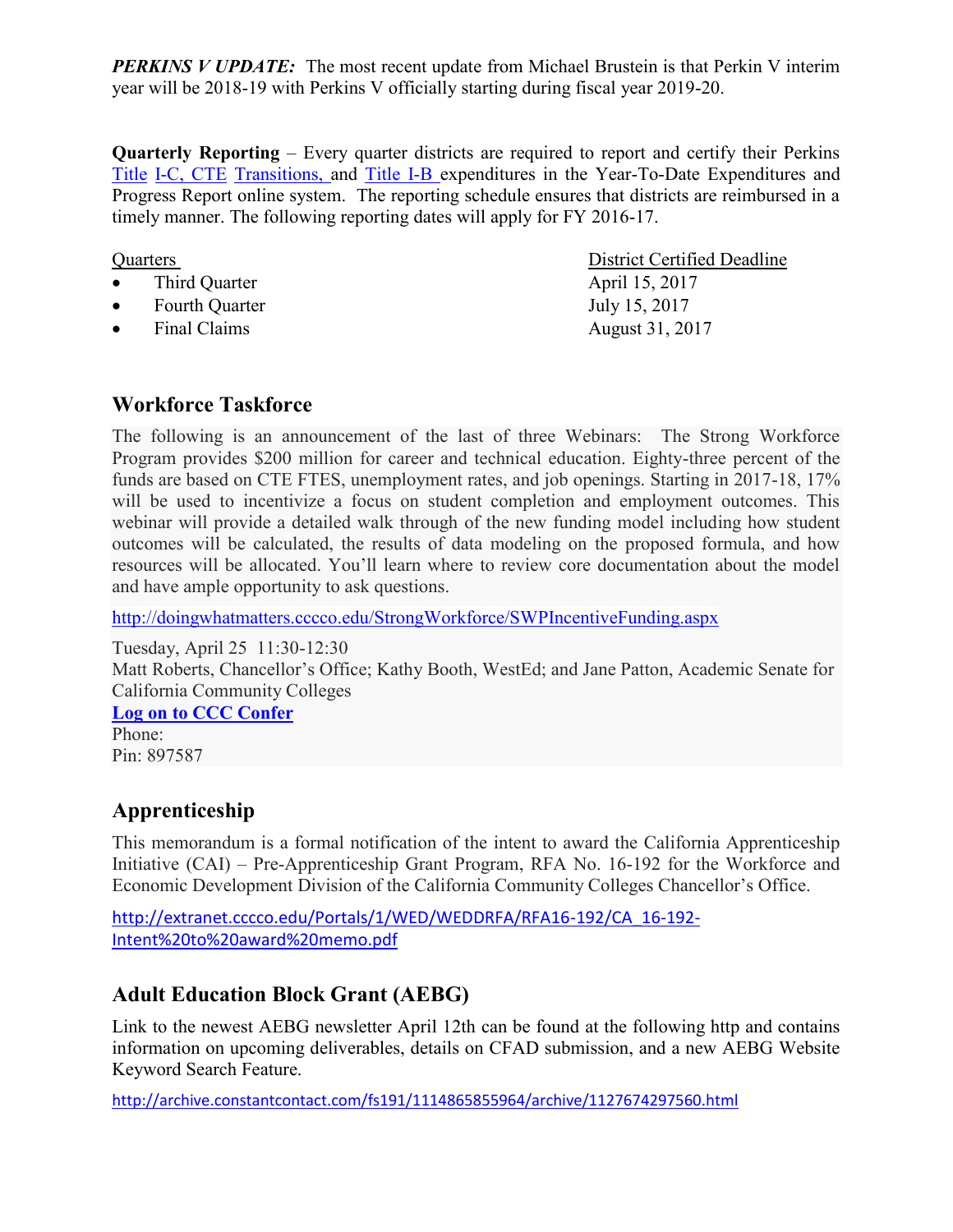***PERKINS V UPDATE:*** The most recent update from Michael Brustein is that Perkin V interim year will be 2018-19 with Perkins V officially starting during fiscal year 2019-20.

**Quarterly Reporting** – Every quarter districts are required to report and certify their Perkins Title I-C, CTE Transitions, and Title I-B expenditures in the Year-To-Date Expenditures and Progress Report online system. The reporting schedule ensures that districts are reimbursed in a timely manner. The following reporting dates will apply for FY 2016-17.

| Quarters | District Certified Deadline |
| --- | --- |
| • Third Quarter | April 15, 2017 |
| • Fourth Quarter | July 15, 2017 |
| • Final Claims | August 31, 2017 |

## Workforce Taskforce

The following is an announcement of the last of three Webinars: The Strong Workforce Program provides $200 million for career and technical education. Eighty-three percent of the funds are based on CTE FTES, unemployment rates, and job openings. Starting in 2017-18, 17% will be used to incentivize a focus on student completion and employment outcomes. This webinar will provide a detailed walk through of the new funding model including how student outcomes will be calculated, the results of data modeling on the proposed formula, and how resources will be allocated. You'll learn where to review core documentation about the model and have ample opportunity to ask questions.

http://doingwhatmatters.cccco.edu/StrongWorkforce/SWPIncentiveFunding.aspx

Tuesday, April 25 11:30-12:30
Matt Roberts, Chancellor's Office; Kathy Booth, WestEd; and Jane Patton, Academic Senate for California Community Colleges
**Log on to CCC Confer**
Phone:
Pin: 897587

## Apprenticeship

This memorandum is a formal notification of the intent to award the California Apprenticeship Initiative (CAI) – Pre-Apprenticeship Grant Program, RFA No. 16-192 for the Workforce and Economic Development Division of the California Community Colleges Chancellor's Office.

http://extranet.cccco.edu/Portals/1/WED/WEDDRFA/RFA16-192/CA_16-192-Intent%20to%20award%20memo.pdf

## Adult Education Block Grant (AEBG)

Link to the newest AEBG newsletter April 12th can be found at the following http and contains information on upcoming deliverables, details on CFAD submission, and a new AEBG Website Keyword Search Feature.

http://archive.constantcontact.com/fs191/1114865855964/archive/1127674297560.html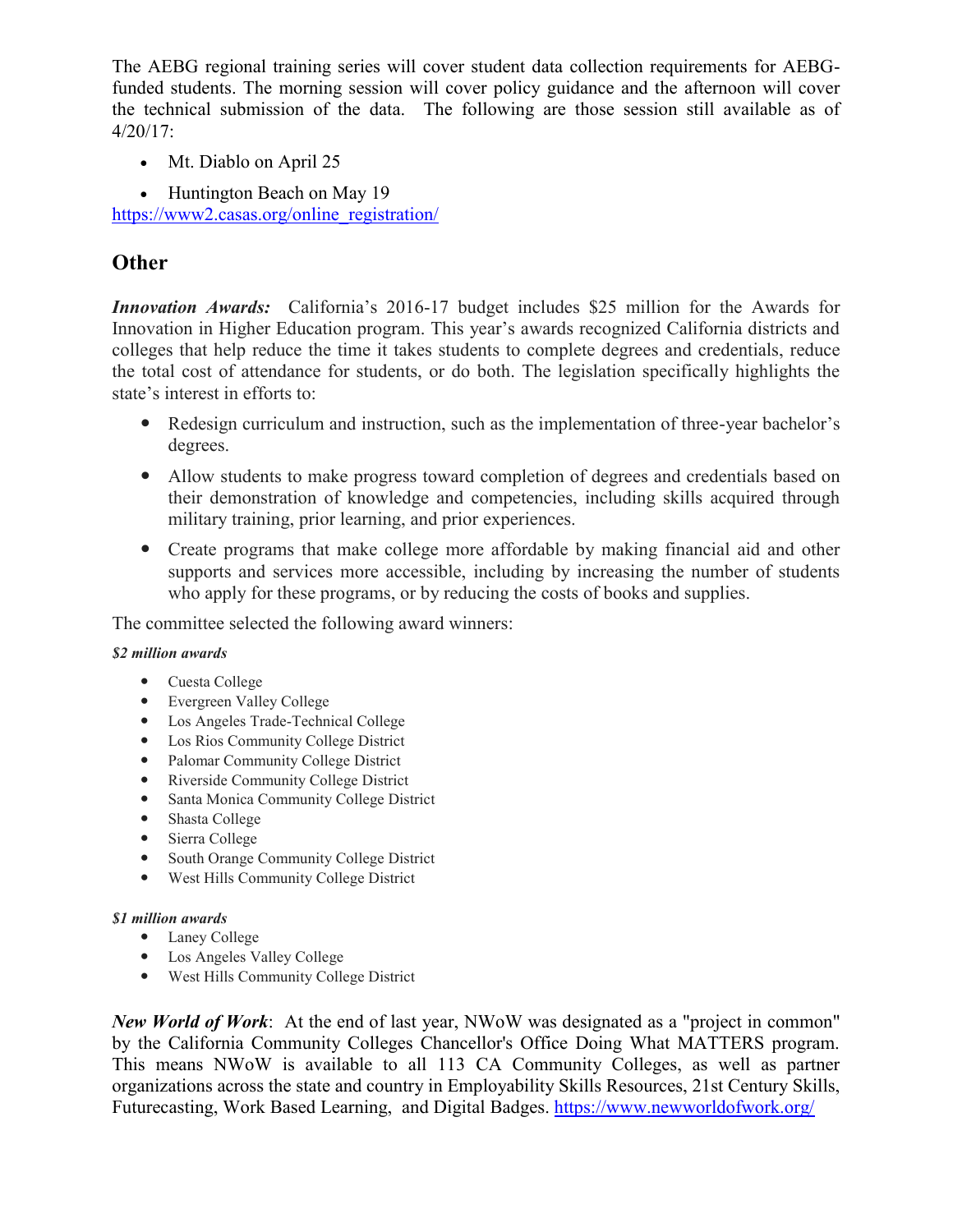The AEBG regional training series will cover student data collection requirements for AEBG-funded students. The morning session will cover policy guidance and the afternoon will cover the technical submission of the data. The following are those session still available as of 4/20/17:

- Mt. Diablo on April 25
- Huntington Beach on May 19

https://www2.casas.org/online_registration/

## Other

***Innovation Awards:*** California's 2016-17 budget includes $25 million for the Awards for Innovation in Higher Education program. This year's awards recognized California districts and colleges that help reduce the time it takes students to complete degrees and credentials, reduce the total cost of attendance for students, or do both. The legislation specifically highlights the state's interest in efforts to:

- Redesign curriculum and instruction, such as the implementation of three-year bachelor's degrees.
- Allow students to make progress toward completion of degrees and credentials based on their demonstration of knowledge and competencies, including skills acquired through military training, prior learning, and prior experiences.
- Create programs that make college more affordable by making financial aid and other supports and services more accessible, including by increasing the number of students who apply for these programs, or by reducing the costs of books and supplies.

The committee selected the following award winners:

***$2 million awards***

- Cuesta College
- Evergreen Valley College
- Los Angeles Trade-Technical College
- Los Rios Community College District
- Palomar Community College District
- Riverside Community College District
- Santa Monica Community College District
- Shasta College
- Sierra College
- South Orange Community College District
- West Hills Community College District

***$1 million awards***

- Laney College
- Los Angeles Valley College
- West Hills Community College District

***New World of Work***: At the end of last year, NWoW was designated as a "project in common" by the California Community Colleges Chancellor's Office Doing What MATTERS program. This means NWoW is available to all 113 CA Community Colleges, as well as partner organizations across the state and country in Employability Skills Resources, 21st Century Skills, Futurecasting, Work Based Learning, and Digital Badges. https://www.newworldofwork.org/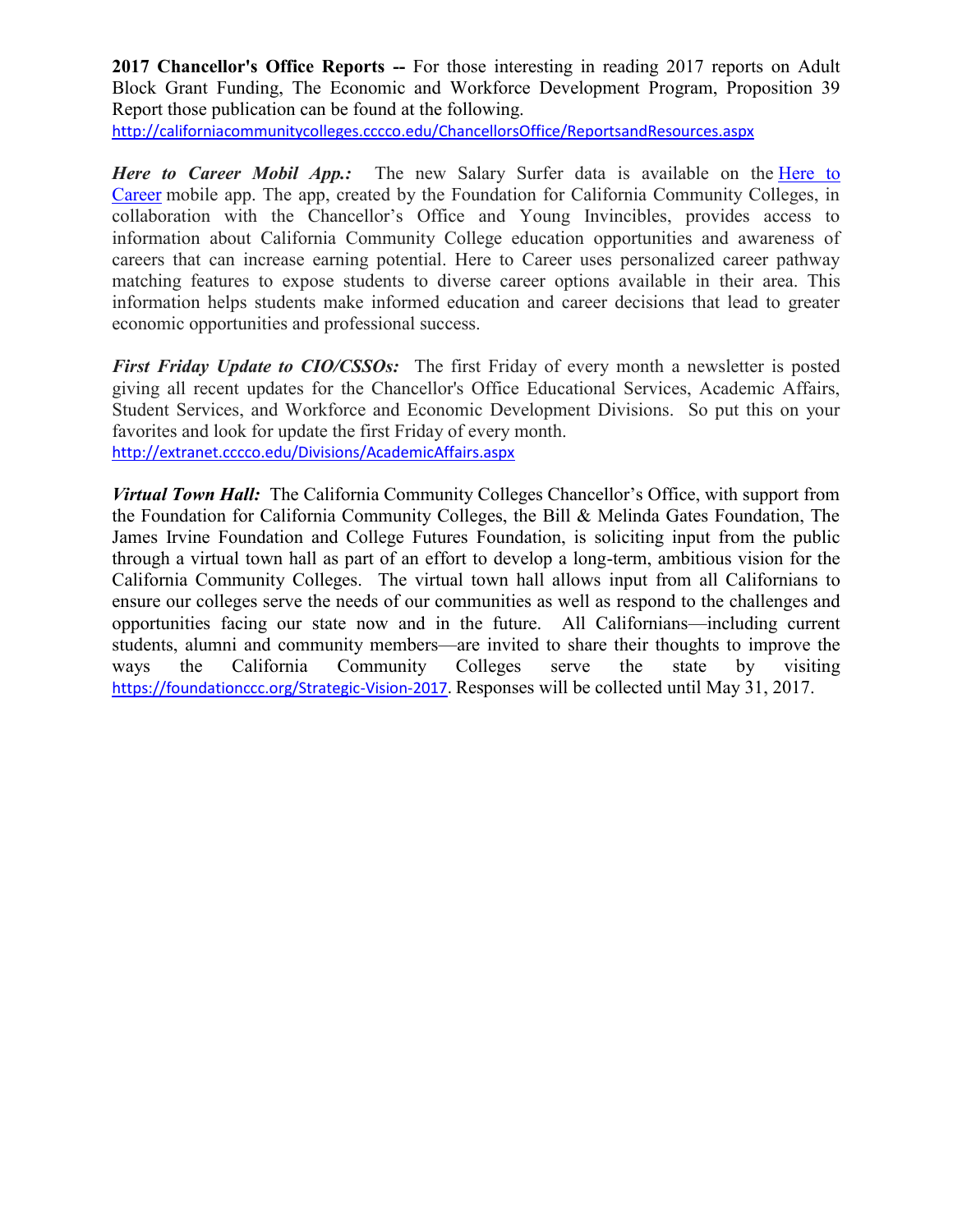**2017 Chancellor's Office Reports --** For those interesting in reading 2017 reports on Adult Block Grant Funding, The Economic and Workforce Development Program, Proposition 39 Report those publication can be found at the following.
http://californiacommunitycolleges.cccco.edu/ChancellorsOffice/ReportsandResources.aspx

***Here to Career Mobil App.:*** The new Salary Surfer data is available on the Here to Career mobile app. The app, created by the Foundation for California Community Colleges, in collaboration with the Chancellor's Office and Young Invincibles, provides access to information about California Community College education opportunities and awareness of careers that can increase earning potential. Here to Career uses personalized career pathway matching features to expose students to diverse career options available in their area. This information helps students make informed education and career decisions that lead to greater economic opportunities and professional success.

***First Friday Update to CIO/CSSOs:*** The first Friday of every month a newsletter is posted giving all recent updates for the Chancellor's Office Educational Services, Academic Affairs, Student Services, and Workforce and Economic Development Divisions. So put this on your favorites and look for update the first Friday of every month.
http://extranet.cccco.edu/Divisions/AcademicAffairs.aspx

***Virtual Town Hall:*** The California Community Colleges Chancellor's Office, with support from the Foundation for California Community Colleges, the Bill & Melinda Gates Foundation, The James Irvine Foundation and College Futures Foundation, is soliciting input from the public through a virtual town hall as part of an effort to develop a long-term, ambitious vision for the California Community Colleges. The virtual town hall allows input from all Californians to ensure our colleges serve the needs of our communities as well as respond to the challenges and opportunities facing our state now and in the future. All Californians—including current students, alumni and community members—are invited to share their thoughts to improve the ways the California Community Colleges serve the state by visiting https://foundationccc.org/Strategic-Vision-2017. Responses will be collected until May 31, 2017.